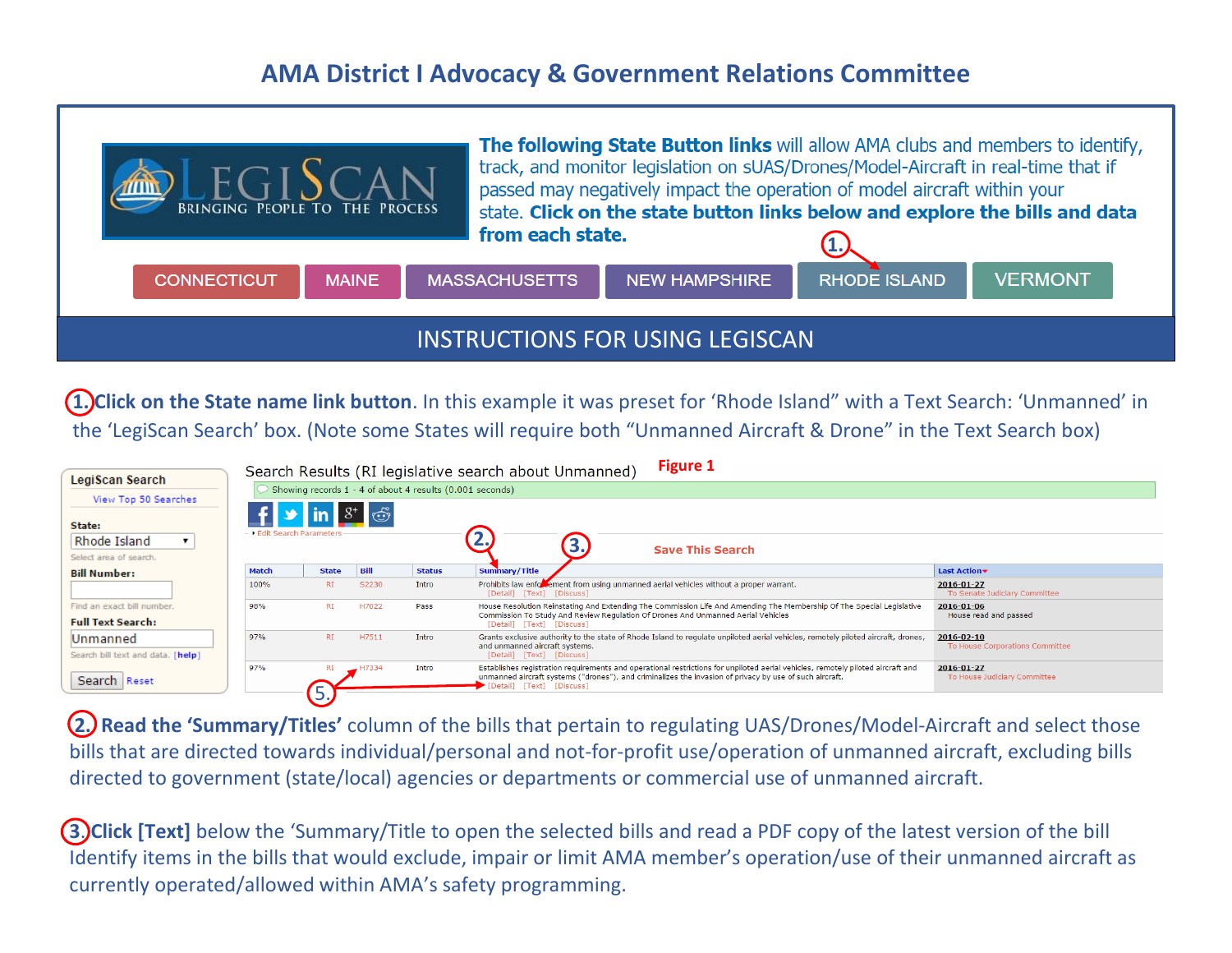# AMA District I Advocacy & Government Relations Committee

LEGISCAN — BRINGING PEOPLE TO THE PROCESS

**The following State Button links** will allow AMA clubs and members to identify, track, and monitor legislation on sUAS/Drones/Model-Aircraft in real-time that if passed may negatively impact the operation of model aircraft within your state. **Click on the state button links below and explore the bills and data from each state.**

CONNECTICUT | MAINE | MASSACHUSETTS | NEW HAMPSHIRE | RHODE ISLAND | VERMONT

## INSTRUCTIONS FOR USING LEGISCAN

**1. Click on the State name link button**. In this example it was preset for 'Rhode Island" with a Text Search: 'Unmanned' in the 'LegiScan Search' box. (Note some States will require both "Unmanned Aircraft & Drone" in the Text Search box)

**Figure 1**

LegiScan Search — View Top 50 Searches
State: Rhode Island (Select area of search.)
Bill Number: (Find an exact bill number.)
Full Text Search: Unmanned (Search bill text and data. [help])
Search | Reset

Search Results (RI legislative search about Unmanned)

Showing records 1 - 4 of about 4 results (0.001 seconds)

Edit Search Parameters — Save This Search

| Match | State | Bill | Status | Summary/Title | Last Action |
|---|---|---|---|---|---|
| 100% | RI | S2230 | Intro | Prohibits law enforcement from using unmanned aerial vehicles without a proper warrant. [Detail] [Text] [Discuss] | 2016-01-27 To Senate Judiciary Committee |
| 98% | RI | H7022 | Pass | House Resolution Reinstating And Extending The Commission Life And Amending The Membership Of The Special Legislative Commission To Study And Review Regulation Of Drones And Unmanned Aerial Vehicles [Detail] [Text] [Discuss] | 2016-01-06 House read and passed |
| 97% | RI | H7511 | Intro | Grants exclusive authority to the state of Rhode Island to regulate unpiloted aerial vehicles, remotely piloted aircraft, drones, and unmanned aircraft systems. [Detail] [Text] [Discuss] | 2016-02-10 To House Corporations Committee |
| 97% | RI | H7334 | Intro | Establishes registration requirements and operational restrictions for unpiloted aircraft and remotely piloted aircraft and unmanned aircraft systems ("drones"), and criminalizes the invasion of privacy by use of such aircraft. [Detail] [Text] [Discuss] | 2016-01-27 To House Judiciary Committee |

**2. Read the 'Summary/Titles'** column of the bills that pertain to regulating UAS/Drones/Model-Aircraft and select those bills that are directed towards individual/personal and not-for-profit use/operation of unmanned aircraft, excluding bills directed to government (state/local) agencies or departments or commercial use of unmanned aircraft.

**3. Click [Text]** below the 'Summary/Title to open the selected bills and read a PDF copy of the latest version of the bill Identify items in the bills that would exclude, impair or limit AMA member's operation/use of their unmanned aircraft as currently operated/allowed within AMA's safety programming.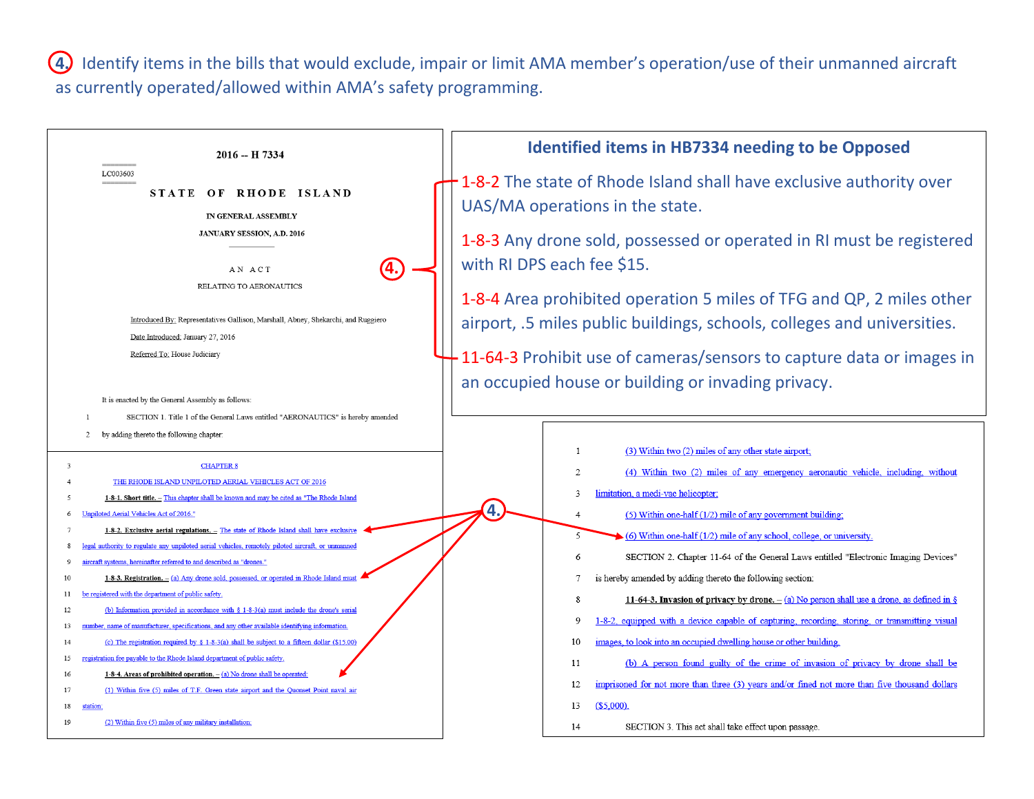4. Identify items in the bills that would exclude, impair or limit AMA member's operation/use of their unmanned aircraft as currently operated/allowed within AMA's safety programming.

## 2016 -- H 7334

LC003603

**STATE OF RHODE ISLAND**

IN GENERAL ASSEMBLY

JANUARY SESSION, A.D. 2016

AN ACT

RELATING TO AERONAUTICS

Introduced By: Representatives Gallison, Marshall, Abney, Shekarchi, and Ruggiero

Date Introduced: January 27, 2016

Referred To: House Judiciary

It is enacted by the General Assembly as follows:

1 SECTION 1. Title 1 of the General Laws entitled "AERONAUTICS" is hereby amended
2 by adding thereto the following chapter:

3 CHAPTER 8
4 THE RHODE ISLAND UNPILOTED AERIAL VEHICLES ACT OF 2016
5 **1-8-1. Short title.** – This chapter shall be known and may be cited as "The Rhode Island
6 Unpiloted Aerial Vehicles Act of 2016."
7 **1-8-2. Exclusive aerial regulations.** – The state of Rhode Island shall have exclusive
8 legal authority to regulate any unpiloted aerial vehicles, remotely piloted aircraft, or unmanned
9 aircraft systems, hereinafter referred to and described as "drones."
10 **1-8-3. Registration.** – (a) Any drone sold, possessed, or operated in Rhode Island must
11 be registered with the department of public safety.
12 (b) Information provided in accordance with § 1-8-3(a) must include the drone's serial
13 number, name of manufacturer, specifications, and any other available identifying information.
14 (c) The registration required by § 1-8-3(a) shall be subject to a fifteen dollar ($15.00)
15 registration fee payable to the Rhode Island department of public safety.
16 **1-8-4. Areas of prohibited operation.** – (a) No drone shall be operated:
17 (1) Within five (5) miles of T.F. Green state airport and the Quonset Point naval air
18 station;
19 (2) Within five (5) miles of any military installation;

1 (3) Within two (2) miles of any other state airport;
2 (4) Within two (2) miles of any emergency aeronautic vehicle, including, without
3 limitation, a medi-vac helicopter;
4 (5) Within one-half (1/2) mile of any government building;
5 (6) Within one-half (1/2) mile of any school, college, or university.
6 SECTION 2. Chapter 11-64 of the General Laws entitled "Electronic Imaging Devices"
7 is hereby amended by adding thereto the following section:
8 **11-64-3. Invasion of privacy by drone.** – (a) No person shall use a drone, as defined in §
9 1-8-2, equipped with a device capable of capturing, recording, storing, or transmitting visual
10 images, to look into an occupied dwelling house or other building.
11 (b) A person found guilty of the crime of invasion of privacy by drone shall be
12 imprisoned for not more than three (3) years and/or fined not more than five thousand dollars
13 ($5,000).
14 SECTION 3. This act shall take effect upon passage.

## Identified items in HB7334 needing to be Opposed

4.

- 1-8-2 The state of Rhode Island shall have exclusive authority over UAS/MA operations in the state.
- 1-8-3 Any drone sold, possessed or operated in RI must be registered with RI DPS each fee $15.
- 1-8-4 Area prohibited operation 5 miles of TFG and QP, 2 miles other airport, .5 miles public buildings, schools, colleges and universities.
- 11-64-3 Prohibit use of cameras/sensors to capture data or images in an occupied house or building or invading privacy.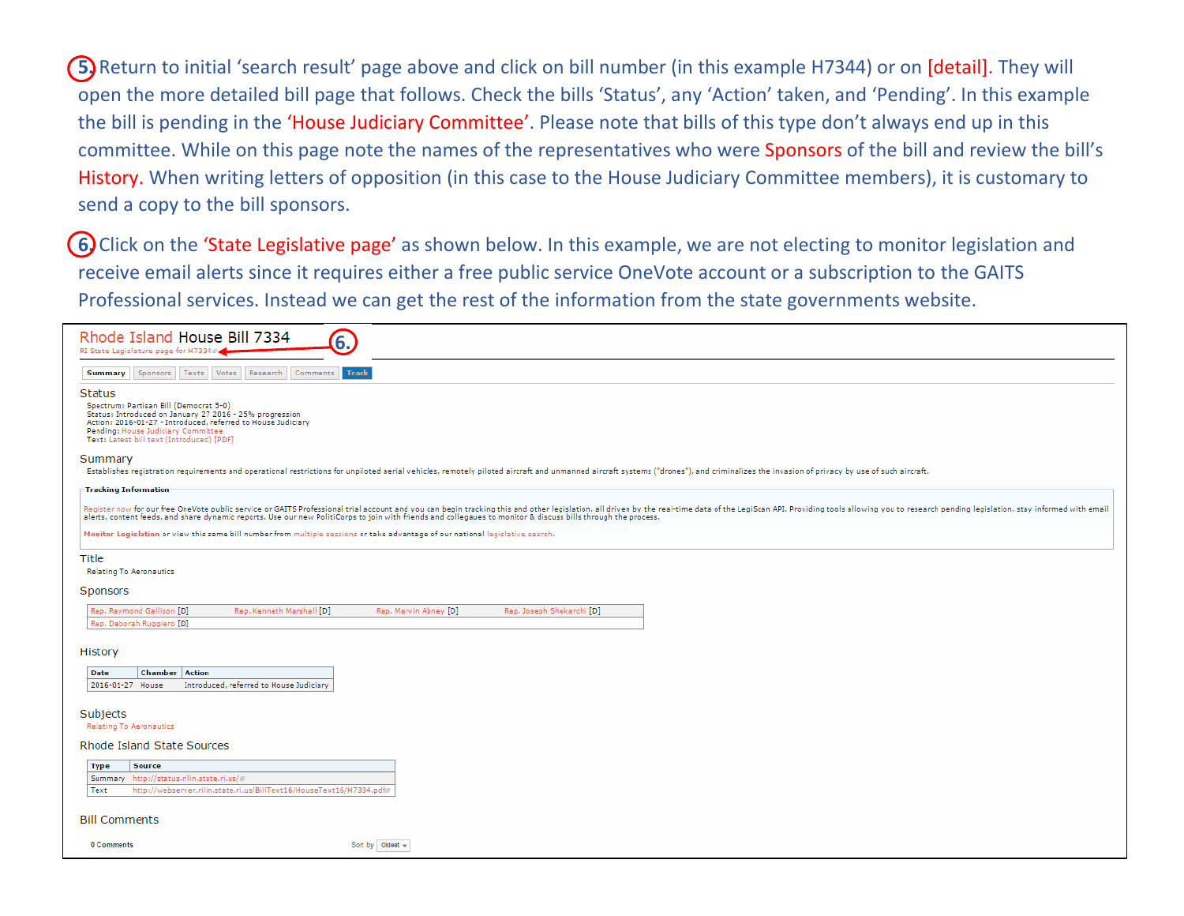5. Return to initial 'search result' page above and click on bill number (in this example H7344) or on [detail]. They will open the more detailed bill page that follows. Check the bills 'Status', any 'Action' taken, and 'Pending'. In this example the bill is pending in the 'House Judiciary Committee'. Please note that bills of this type don't always end up in this committee. While on this page note the names of the representatives who were Sponsors of the bill and review the bill's History. When writing letters of opposition (in this case to the House Judiciary Committee members), it is customary to send a copy to the bill sponsors.

6. Click on the 'State Legislative page' as shown below. In this example, we are not electing to monitor legislation and receive email alerts since it requires either a free public service OneVote account or a subscription to the GAITS Professional services. Instead we can get the rest of the information from the state governments website.

## Rhode Island House Bill 7334

RI State Legislature page for H7334 ← 6.

Summary | Sponsors | Texts | Votes | Research | Comments | Track

### Status

Spectrum: Partisan Bill (Democrat 5-0)
Status: Introduced on January 27 2016 - 25% progression
Action: 2016-01-27 - Introduced, referred to House Judiciary
Pending: House Judiciary Committee
Text: Latest bill text (Introduced) [PDF]

### Summary

Establishes registration requirements and operational restrictions for unpiloted aerial vehicles, remotely piloted aircraft and unmanned aircraft systems ("drones"), and criminalizes the invasion of privacy by use of such aircraft.

**Tracking Information**

Register now for our free OneVote public service or GAITS Professional trial account and you can begin tracking this and other legislation, all driven by the real-time data of the LegiScan API. Providing tools allowing you to research pending legislation, stay informed with email alerts, content feeds, and share dynamic reports. Use our new PolitiCorps to join with friends and collegaues to monitor & discuss bills through the process.

**Monitor Legislation** or view this same bill number from multiple sessions or take advantage of our national legislative search.

### Title

Relating To Aeronautics

### Sponsors

| | | | |
|---|---|---|---|
| Rep. Raymond Gallison [D] | Rep. Kenneth Marshall [D] | Rep. Marvin Abney [D] | Rep. Joseph Shekarchi [D] |
| Rep. Deborah Ruggiero [D] | | | |

### History

| Date | Chamber | Action |
|---|---|---|
| 2016-01-27 | House | Introduced, referred to House Judiciary |

### Subjects

Relating To Aeronautics

### Rhode Island State Sources

| Type | Source |
|---|---|
| Summary | http://status.rilin.state.ri.us/ |
| Text | http://webserver.rilin.state.ri.us/BillText16/HouseText16/H7334.pdf |

### Bill Comments

0 Comments    Sort by Oldest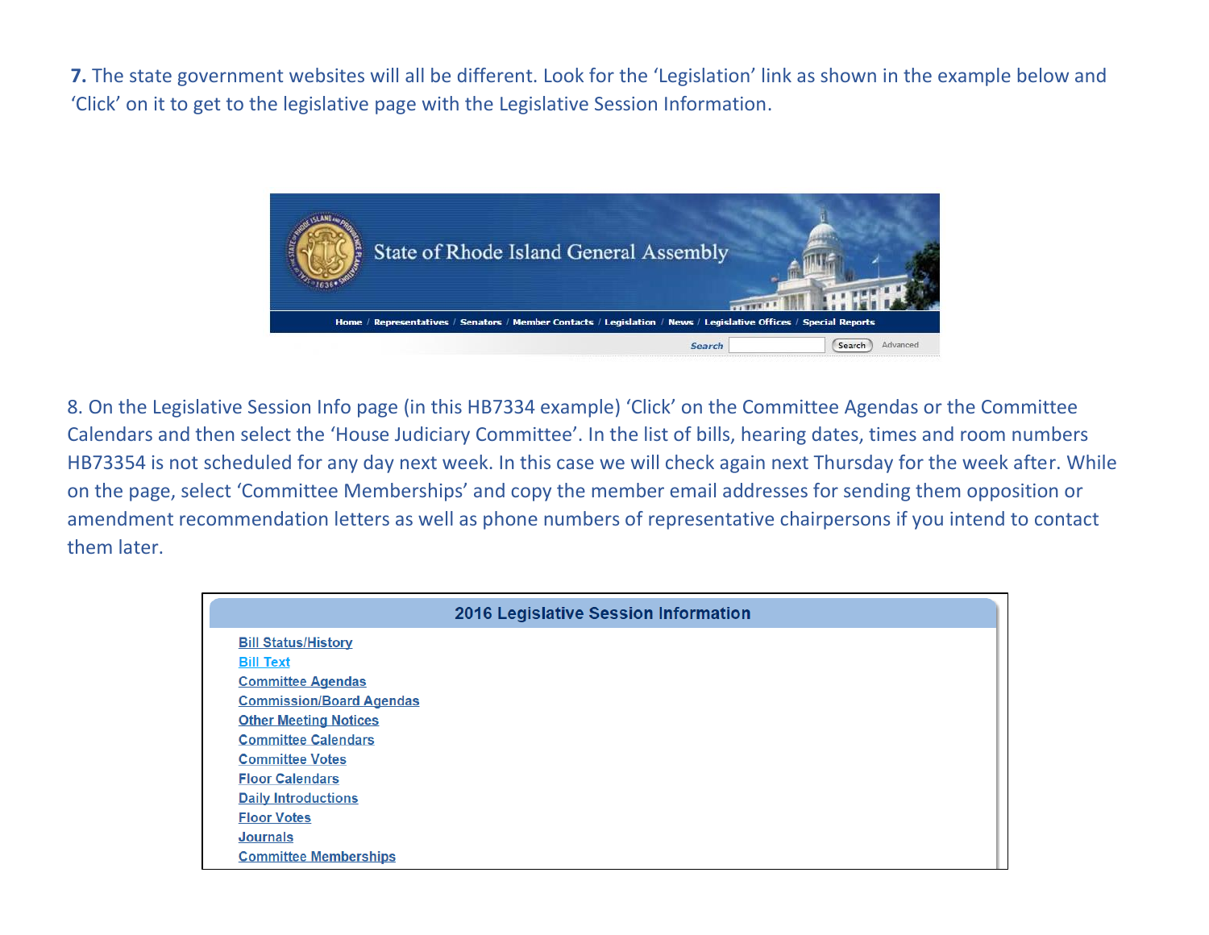**7.** The state government websites will all be different. Look for the 'Legislation' link as shown in the example below and 'Click' on it to get to the legislative page with the Legislative Session Information.

State of Rhode Island General Assembly

Home / Representatives / Senators / Member Contacts / Legislation / News / Legislative Offices / Special Reports

Search Search Advanced

8. On the Legislative Session Info page (in this HB7334 example) 'Click' on the Committee Agendas or the Committee Calendars and then select the 'House Judiciary Committee'. In the list of bills, hearing dates, times and room numbers HB73354 is not scheduled for any day next week. In this case we will check again next Thursday for the week after. While on the page, select 'Committee Memberships' and copy the member email addresses for sending them opposition or amendment recommendation letters as well as phone numbers of representative chairpersons if you intend to contact them later.

**2016 Legislative Session Information**

Bill Status/History
Bill Text
Committee Agendas
Commission/Board Agendas
Other Meeting Notices
Committee Calendars
Committee Votes
Floor Calendars
Daily Introductions
Floor Votes
Journals
Committee Memberships